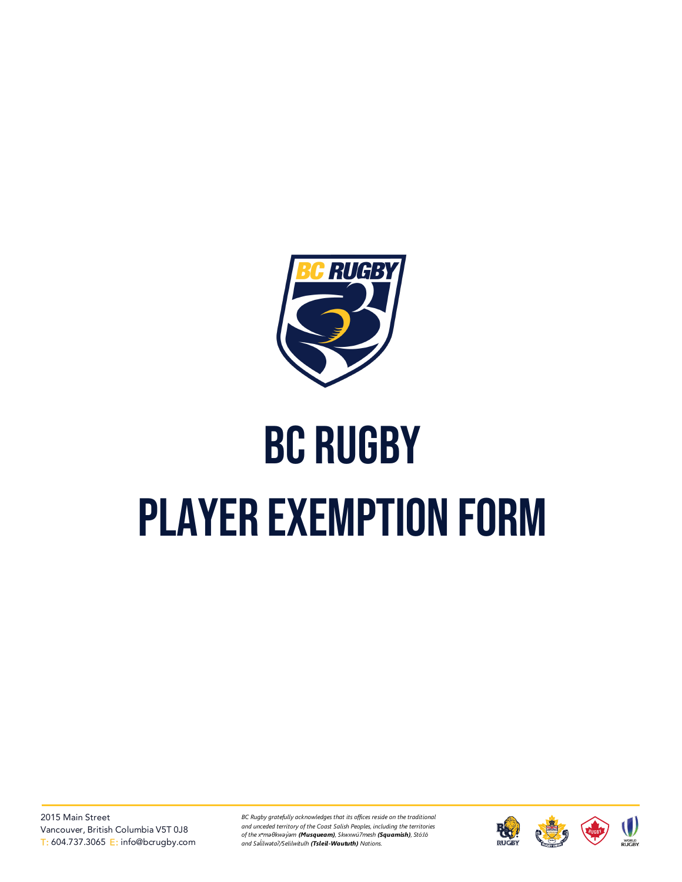# BC RUGBY

# PLAYER EXEMPTION FORM

2015 Main Street
Vancouver, British Columbia V5T 0J8
T: 604.737.3065 E: info@bcrugby.com

*BC Rugby gratefully acknowledges that its offices reside on the traditional and unceded territory of the Coast Salish Peoples, including the territories of the xʷməθkwəy̓əm **(Musqueam)**, Skwxwú7mesh **(Squamish)**, Stó:lō and Səl̓ílwətaʔ/Selilwitulh **(Tsleil-Waututh)** Nations.*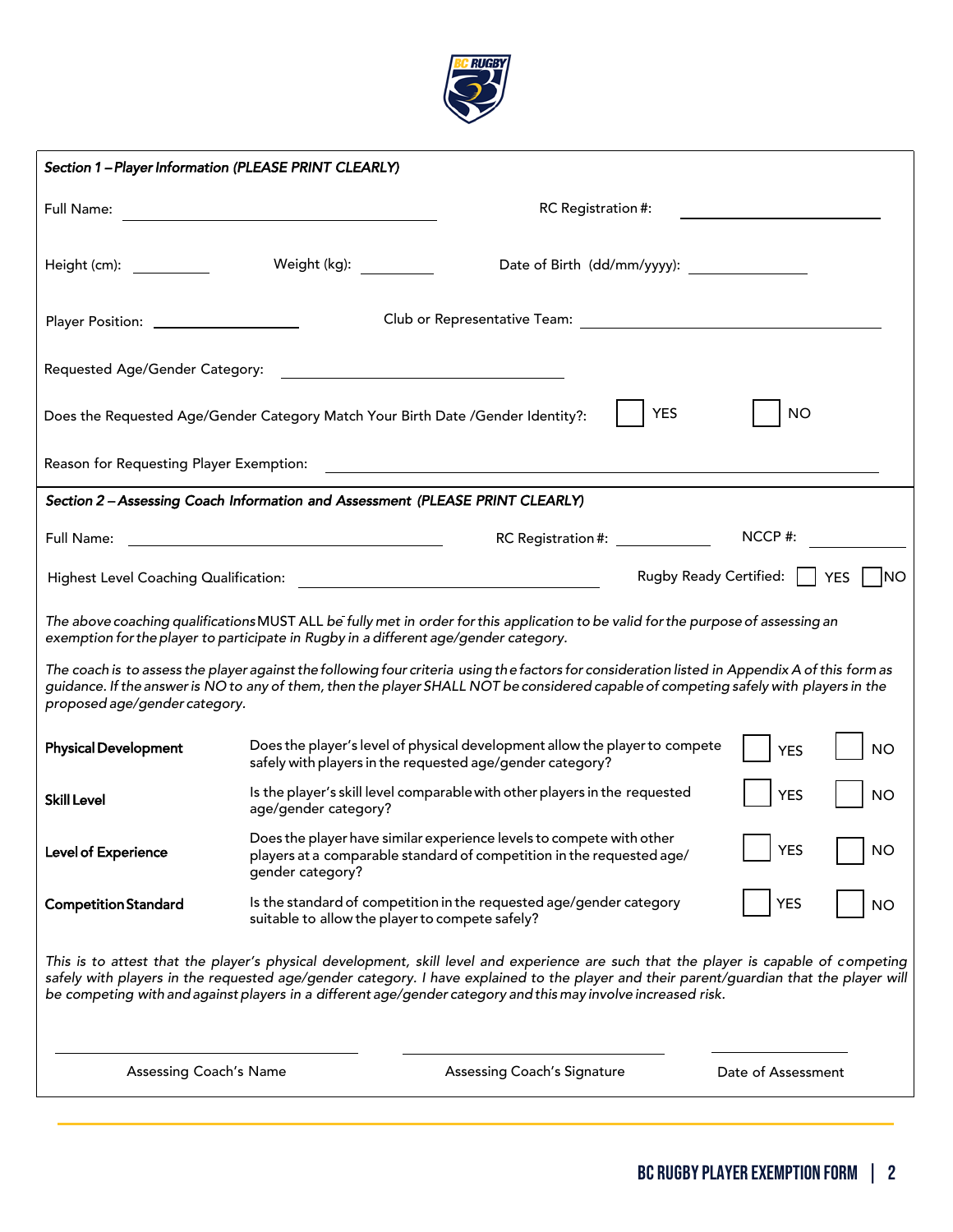*Section 1 – Player Information (PLEASE PRINT CLEARLY)*

Full Name: ______________________ RC Registration #: ______________________

Height (cm): __________ Weight (kg): __________ Date of Birth (dd/mm/yyyy): ______________

Player Position: ______________ Club or Representative Team: ______________________

Requested Age/Gender Category: ______________________

Does the Requested Age/Gender Category Match Your Birth Date /Gender Identity?: ☐ YES ☐ NO

Reason for Requesting Player Exemption: ______________________________________________

*Section 2 – Assessing Coach Information and Assessment (PLEASE PRINT CLEARLY)*

Full Name: ______________________ RC Registration #: __________ NCCP #: __________

Highest Level Coaching Qualification: ______________________ Rugby Ready Certified: ☐ YES ☐ NO

*The above coaching qualifications MUST ALL be fully met in order for this application to be valid for the purpose of assessing an exemption for the player to participate in Rugby in a different age/gender category.*

*The coach is to assess the player against the following four criteria using the factors for consideration listed in Appendix A of this form as guidance. If the answer is NO to any of them, then the player SHALL NOT be considered capable of competing safely with players in the proposed age/gender category.*

| | | | |
|---|---|---|---|
| **Physical Development** | Does the player's level of physical development allow the player to compete safely with players in the requested age/gender category? | ☐ YES | ☐ NO |
| **Skill Level** | Is the player's skill level comparable with other players in the requested age/gender category? | ☐ YES | ☐ NO |
| **Level of Experience** | Does the player have similar experience levels to compete with other players at a comparable standard of competition in the requested age/ gender category? | ☐ YES | ☐ NO |
| **Competition Standard** | Is the standard of competition in the requested age/gender category suitable to allow the player to compete safely? | ☐ YES | ☐ NO |

*This is to attest that the player's physical development, skill level and experience are such that the player is capable of competing safely with players in the requested age/gender category. I have explained to the player and their parent/guardian that the player will be competing with and against players in a different age/gender category and this may involve increased risk.*

______________________ ______________________ ______________

Assessing Coach's Name Assessing Coach's Signature Date of Assessment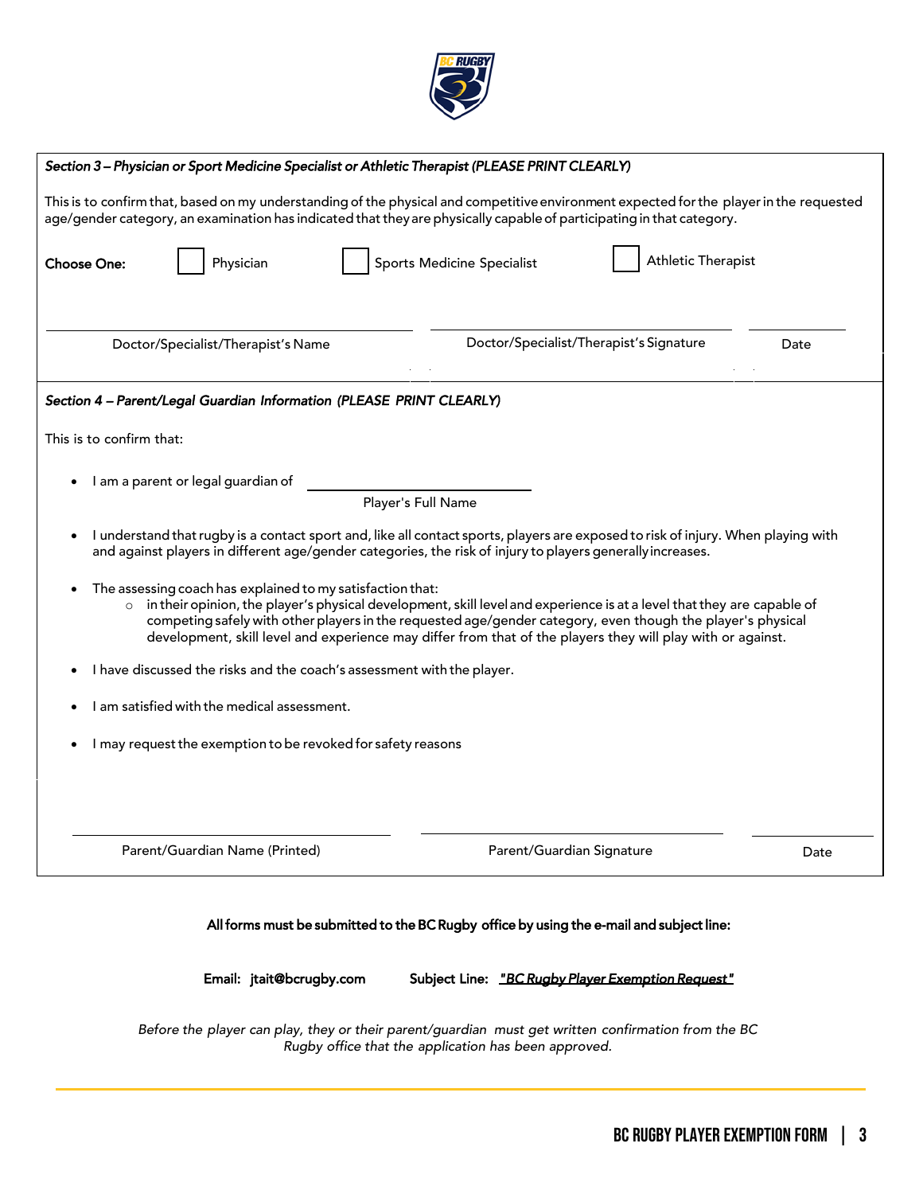*Section 3 – Physician or Sport Medicine Specialist or Athletic Therapist (PLEASE PRINT CLEARLY)*

This is to confirm that, based on my understanding of the physical and competitive environment expected for the player in the requested age/gender category, an examination has indicated that they are physically capable of participating in that category.

**Choose One:** ☐ Physician ☐ Sports Medicine Specialist ☐ Athletic Therapist

| ______________________________ | ______________________________ | __________ |
|---|---|---|
| Doctor/Specialist/Therapist's Name | Doctor/Specialist/Therapist's Signature | Date |

*Section 4 – Parent/Legal Guardian Information (PLEASE PRINT CLEARLY)*

This is to confirm that:

- I am a parent or legal guardian of ______________________________
  Player's Full Name
- I understand that rugby is a contact sport and, like all contact sports, players are exposed to risk of injury. When playing with and against players in different age/gender categories, the risk of injury to players generally increases.
- The assessing coach has explained to my satisfaction that:
  - in their opinion, the player's physical development, skill level and experience is at a level that they are capable of competing safely with other players in the requested age/gender category, even though the player's physical development, skill level and experience may differ from that of the players they will play with or against.
- I have discussed the risks and the coach's assessment with the player.
- I am satisfied with the medical assessment.
- I may request the exemption to be revoked for safety reasons

| ______________________________ | ______________________________ | __________ |
|---|---|---|
| Parent/Guardian Name (Printed) | Parent/Guardian Signature | Date |

**All forms must be submitted to the BC Rugby office by using the e-mail and subject line:**

**Email: jtait@bcrugby.com** **Subject Line: *"BC Rugby Player Exemption Request"***

*Before the player can play, they or their parent/guardian must get written confirmation from the BC Rugby office that the application has been approved.*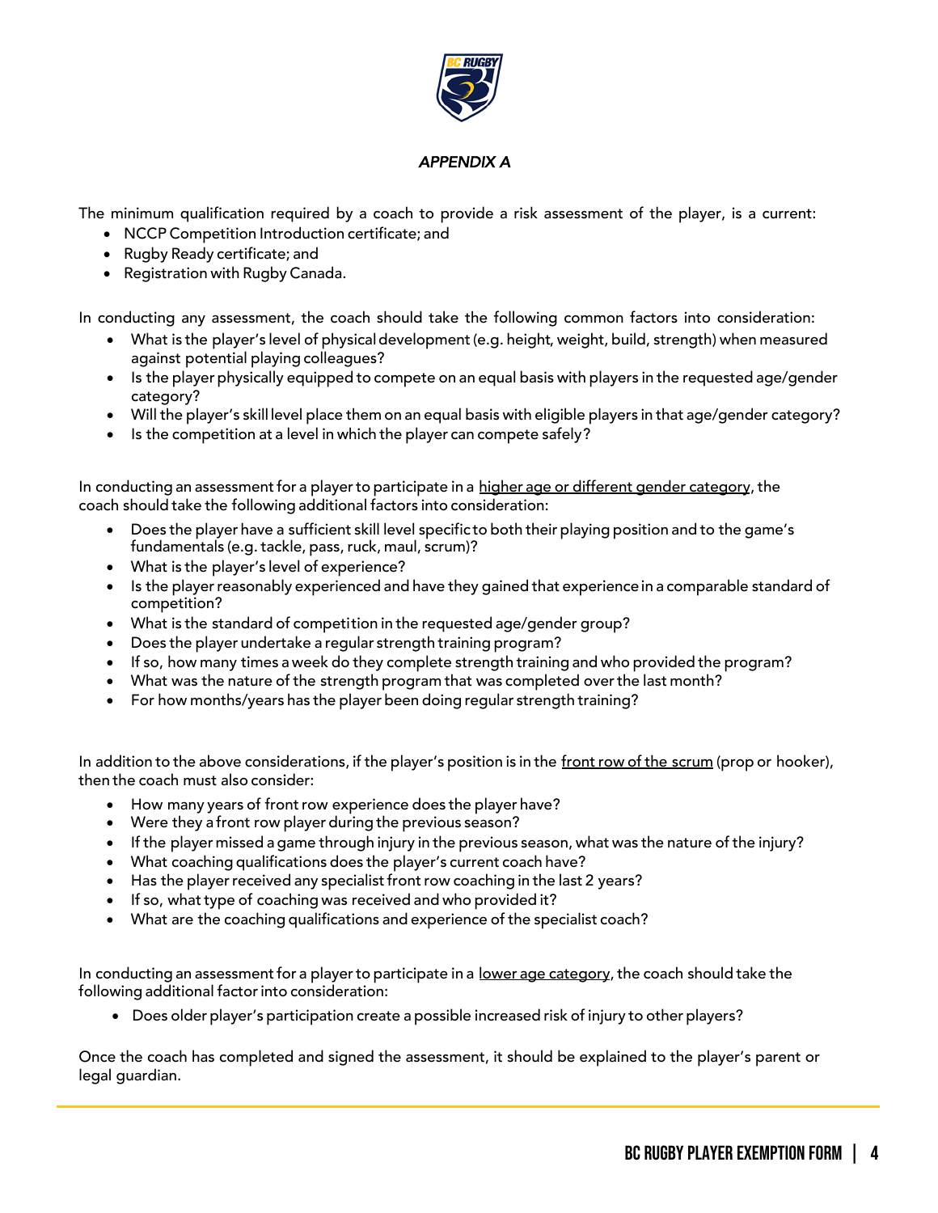*APPENDIX A*

The minimum qualification required by a coach to provide a risk assessment of the player, is a current:

- NCCP Competition Introduction certificate; and
- Rugby Ready certificate; and
- Registration with Rugby Canada.

In conducting any assessment, the coach should take the following common factors into consideration:

- What is the player's level of physical development (e.g. height, weight, build, strength) when measured against potential playing colleagues?
- Is the player physically equipped to compete on an equal basis with players in the requested age/gender category?
- Will the player's skill level place them on an equal basis with eligible players in that age/gender category?
- Is the competition at a level in which the player can compete safely?

In conducting an assessment for a player to participate in a higher age or different gender category, the coach should take the following additional factors into consideration:

- Does the player have a sufficient skill level specific to both their playing position and to the game's fundamentals (e.g. tackle, pass, ruck, maul, scrum)?
- What is the player's level of experience?
- Is the player reasonably experienced and have they gained that experience in a comparable standard of competition?
- What is the standard of competition in the requested age/gender group?
- Does the player undertake a regular strength training program?
- If so, how many times a week do they complete strength training and who provided the program?
- What was the nature of the strength program that was completed over the last month?
- For how months/years has the player been doing regular strength training?

In addition to the above considerations, if the player's position is in the front row of the scrum (prop or hooker), then the coach must also consider:

- How many years of front row experience does the player have?
- Were they a front row player during the previous season?
- If the player missed a game through injury in the previous season, what was the nature of the injury?
- What coaching qualifications does the player's current coach have?
- Has the player received any specialist front row coaching in the last 2 years?
- If so, what type of coaching was received and who provided it?
- What are the coaching qualifications and experience of the specialist coach?

In conducting an assessment for a player to participate in a lower age category, the coach should take the following additional factor into consideration:

- Does older player's participation create a possible increased risk of injury to other players?

Once the coach has completed and signed the assessment, it should be explained to the player's parent or legal guardian.